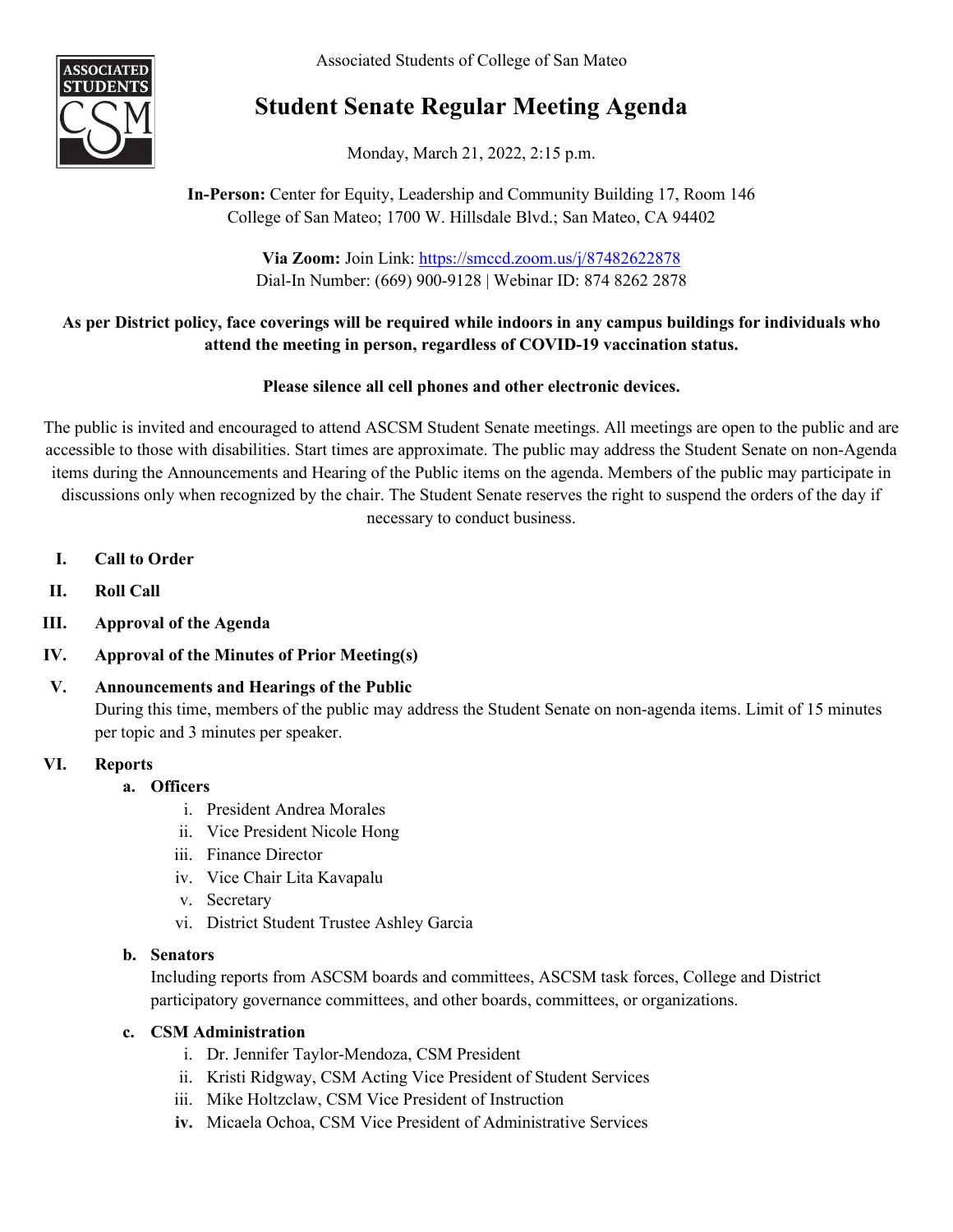Associated Students of College of San Mateo

# Student Senate Regular Meeting Agenda

Monday, March 21, 2022, 2:15 p.m.

**In-Person:** Center for Equity, Leadership and Community Building 17, Room 146
College of San Mateo; 1700 W. Hillsdale Blvd.; San Mateo, CA 94402

**Via Zoom:** Join Link: [https://smccd.zoom.us/j/87482622878](https://smccd.zoom.us/j/87482622878)
Dial-In Number: (669) 900-9128 | Webinar ID: 874 8262 2878

**As per District policy, face coverings will be required while indoors in any campus buildings for individuals who attend the meeting in person, regardless of COVID-19 vaccination status.**

**Please silence all cell phones and other electronic devices.**

The public is invited and encouraged to attend ASCSM Student Senate meetings. All meetings are open to the public and are accessible to those with disabilities. Start times are approximate. The public may address the Student Senate on non-Agenda items during the Announcements and Hearing of the Public items on the agenda. Members of the public may participate in discussions only when recognized by the chair. The Student Senate reserves the right to suspend the orders of the day if necessary to conduct business.

**I. Call to Order**

**II. Roll Call**

**III. Approval of the Agenda**

**IV. Approval of the Minutes of Prior Meeting(s)**

**V. Announcements and Hearings of the Public**

During this time, members of the public may address the Student Senate on non-agenda items. Limit of 15 minutes per topic and 3 minutes per speaker.

**VI. Reports**

- **a. Officers**
  - i. President Andrea Morales
  - ii. Vice President Nicole Hong
  - iii. Finance Director
  - iv. Vice Chair Lita Kavapalu
  - v. Secretary
  - vi. District Student Trustee Ashley Garcia
- **b. Senators**

  Including reports from ASCSM boards and committees, ASCSM task forces, College and District participatory governance committees, and other boards, committees, or organizations.
- **c. CSM Administration**
  - i. Dr. Jennifer Taylor-Mendoza, CSM President
  - ii. Kristi Ridgway, CSM Acting Vice President of Student Services
  - iii. Mike Holtzclaw, CSM Vice President of Instruction
  - **iv.** Micaela Ochoa, CSM Vice President of Administrative Services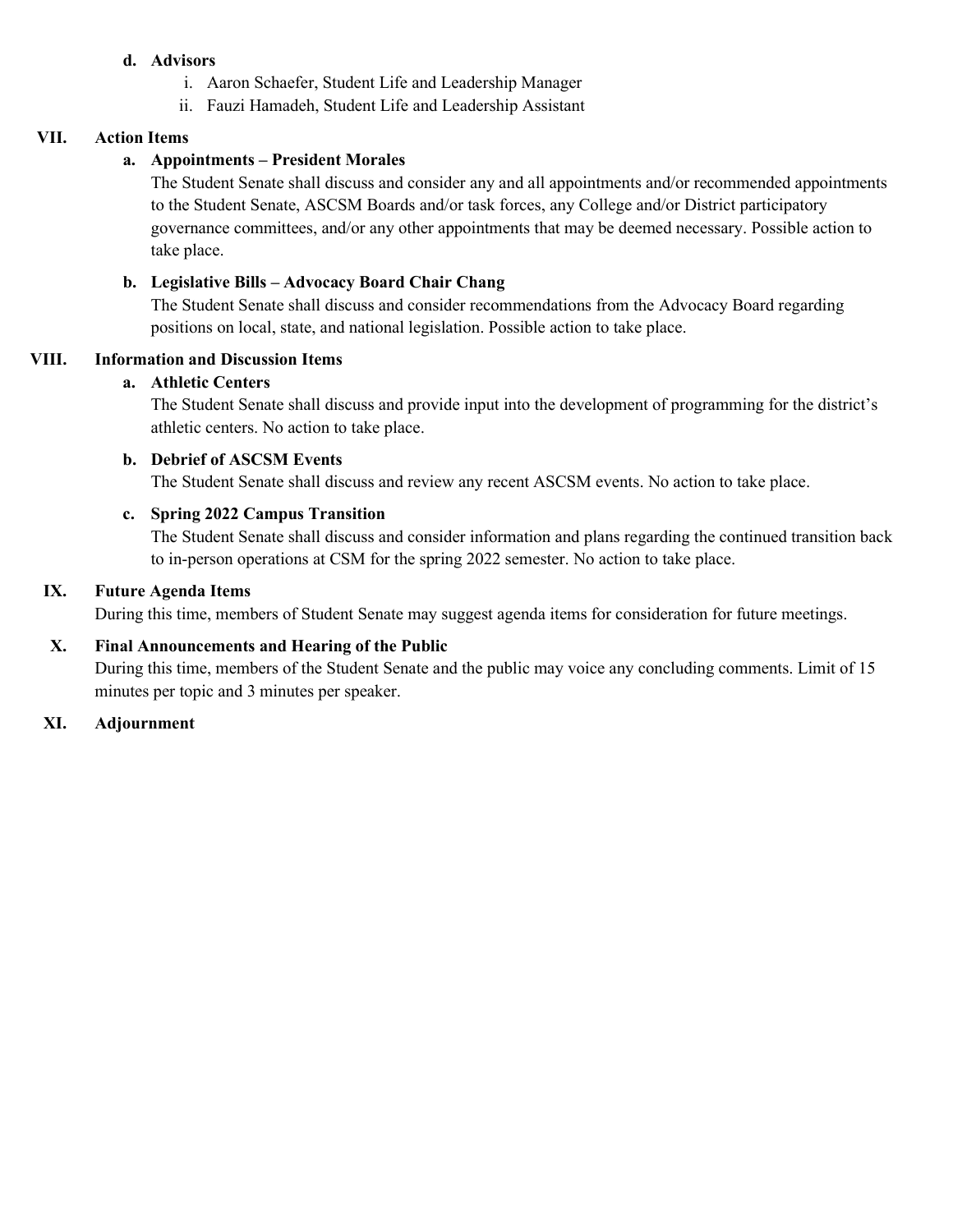**d. Advisors**

i. Aaron Schaefer, Student Life and Leadership Manager

ii. Fauzi Hamadeh, Student Life and Leadership Assistant

## VII. Action Items

**a. Appointments – President Morales**

The Student Senate shall discuss and consider any and all appointments and/or recommended appointments to the Student Senate, ASCSM Boards and/or task forces, any College and/or District participatory governance committees, and/or any other appointments that may be deemed necessary. Possible action to take place.

**b. Legislative Bills – Advocacy Board Chair Chang**

The Student Senate shall discuss and consider recommendations from the Advocacy Board regarding positions on local, state, and national legislation. Possible action to take place.

## VIII. Information and Discussion Items

**a. Athletic Centers**

The Student Senate shall discuss and provide input into the development of programming for the district's athletic centers. No action to take place.

**b. Debrief of ASCSM Events**

The Student Senate shall discuss and review any recent ASCSM events. No action to take place.

**c. Spring 2022 Campus Transition**

The Student Senate shall discuss and consider information and plans regarding the continued transition back to in-person operations at CSM for the spring 2022 semester. No action to take place.

## IX. Future Agenda Items

During this time, members of Student Senate may suggest agenda items for consideration for future meetings.

## X. Final Announcements and Hearing of the Public

During this time, members of the Student Senate and the public may voice any concluding comments. Limit of 15 minutes per topic and 3 minutes per speaker.

## XI. Adjournment